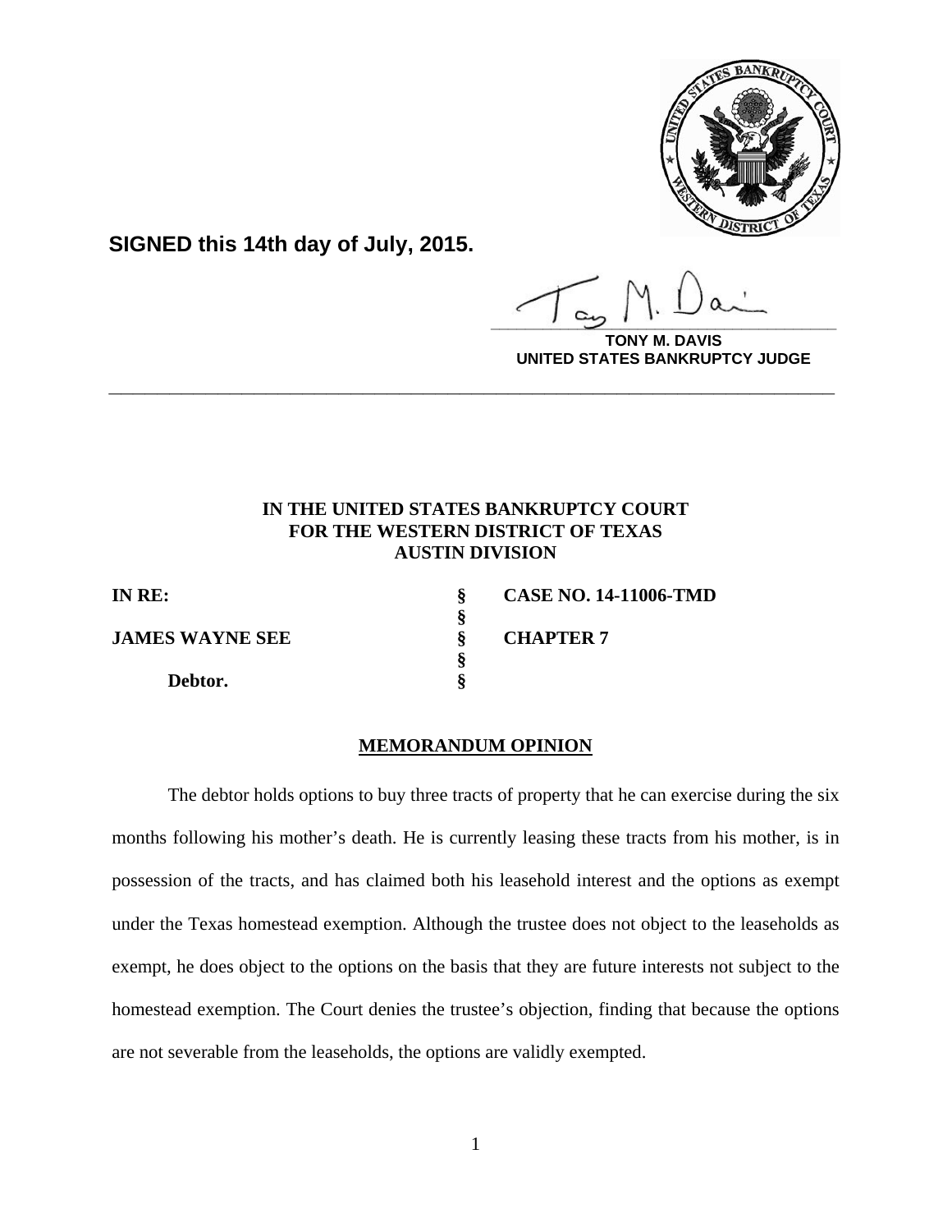**SIGNED this 14th day of July, 2015.**

**TONY M. DAVIS**
**UNITED STATES BANKRUPTCY JUDGE**

---

**IN THE UNITED STATES BANKRUPTCY COURT**
**FOR THE WESTERN DISTRICT OF TEXAS**
**AUSTIN DIVISION**

| | | |
|---|---|---|
| **IN RE:** | **§** | **CASE NO. 14-11006-TMD** |
| | **§** | |
| **JAMES WAYNE SEE** | **§** | **CHAPTER 7** |
| | **§** | |
| **Debtor.** | **§** | |

**MEMORANDUM OPINION**

The debtor holds options to buy three tracts of property that he can exercise during the six months following his mother's death. He is currently leasing these tracts from his mother, is in possession of the tracts, and has claimed both his leasehold interest and the options as exempt under the Texas homestead exemption. Although the trustee does not object to the leaseholds as exempt, he does object to the options on the basis that they are future interests not subject to the homestead exemption. The Court denies the trustee's objection, finding that because the options are not severable from the leaseholds, the options are validly exempted.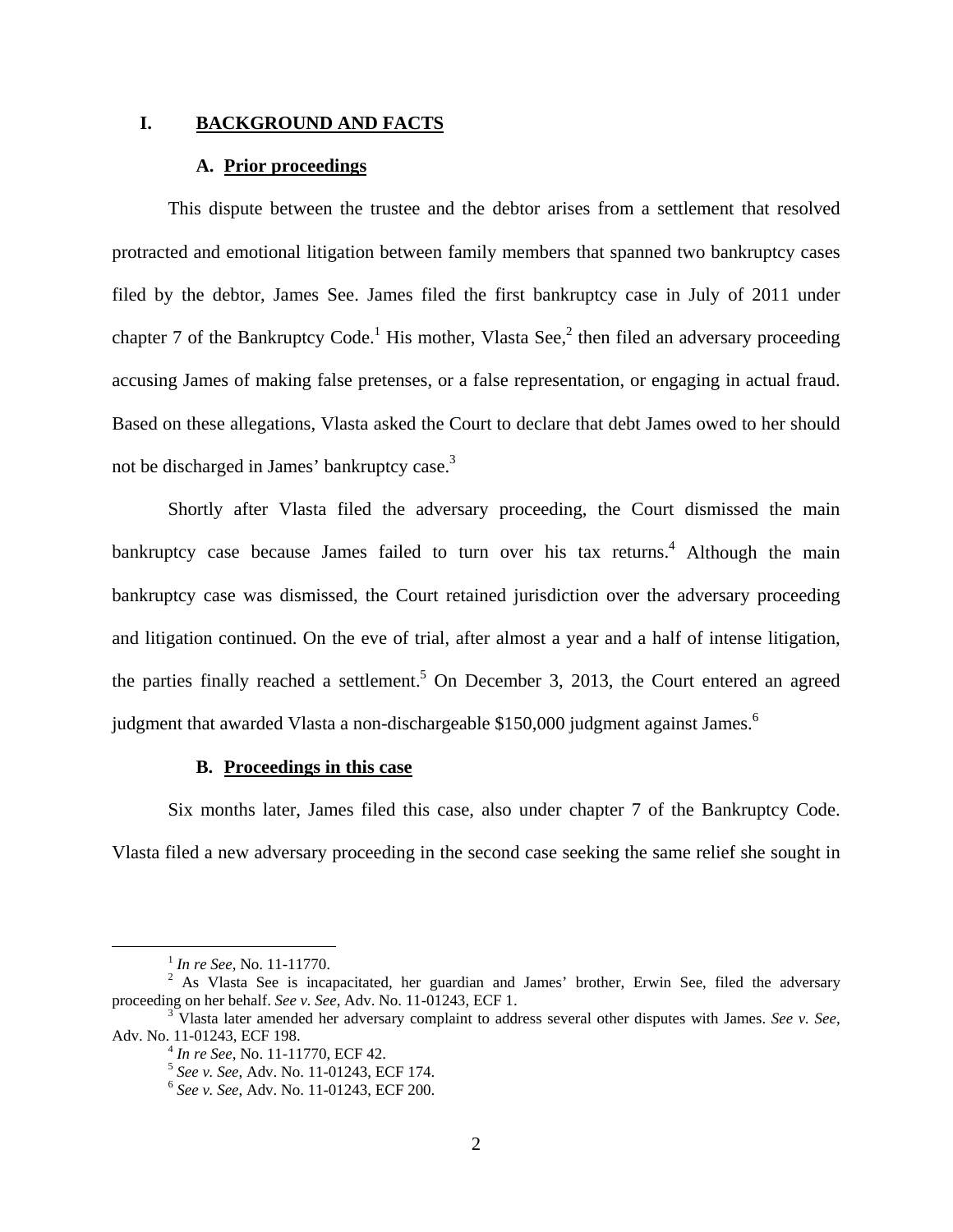## I. BACKGROUND AND FACTS

### A. Prior proceedings

This dispute between the trustee and the debtor arises from a settlement that resolved protracted and emotional litigation between family members that spanned two bankruptcy cases filed by the debtor, James See. James filed the first bankruptcy case in July of 2011 under chapter 7 of the Bankruptcy Code.[1] His mother, Vlasta See,[2] then filed an adversary proceeding accusing James of making false pretenses, or a false representation, or engaging in actual fraud. Based on these allegations, Vlasta asked the Court to declare that debt James owed to her should not be discharged in James' bankruptcy case.[3]

Shortly after Vlasta filed the adversary proceeding, the Court dismissed the main bankruptcy case because James failed to turn over his tax returns.[4] Although the main bankruptcy case was dismissed, the Court retained jurisdiction over the adversary proceeding and litigation continued. On the eve of trial, after almost a year and a half of intense litigation, the parties finally reached a settlement.[5] On December 3, 2013, the Court entered an agreed judgment that awarded Vlasta a non-dischargeable $150,000 judgment against James.[6]

### B. Proceedings in this case

Six months later, James filed this case, also under chapter 7 of the Bankruptcy Code. Vlasta filed a new adversary proceeding in the second case seeking the same relief she sought in

---

[1] *In re See*, No. 11-11770.

[2] As Vlasta See is incapacitated, her guardian and James' brother, Erwin See, filed the adversary proceeding on her behalf. *See v. See*, Adv. No. 11-01243, ECF 1.

[3] Vlasta later amended her adversary complaint to address several other disputes with James. *See v. See*, Adv. No. 11-01243, ECF 198.

[4] *In re See*, No. 11-11770, ECF 42.

[5] *See v. See*, Adv. No. 11-01243, ECF 174.

[6] *See v. See*, Adv. No. 11-01243, ECF 200.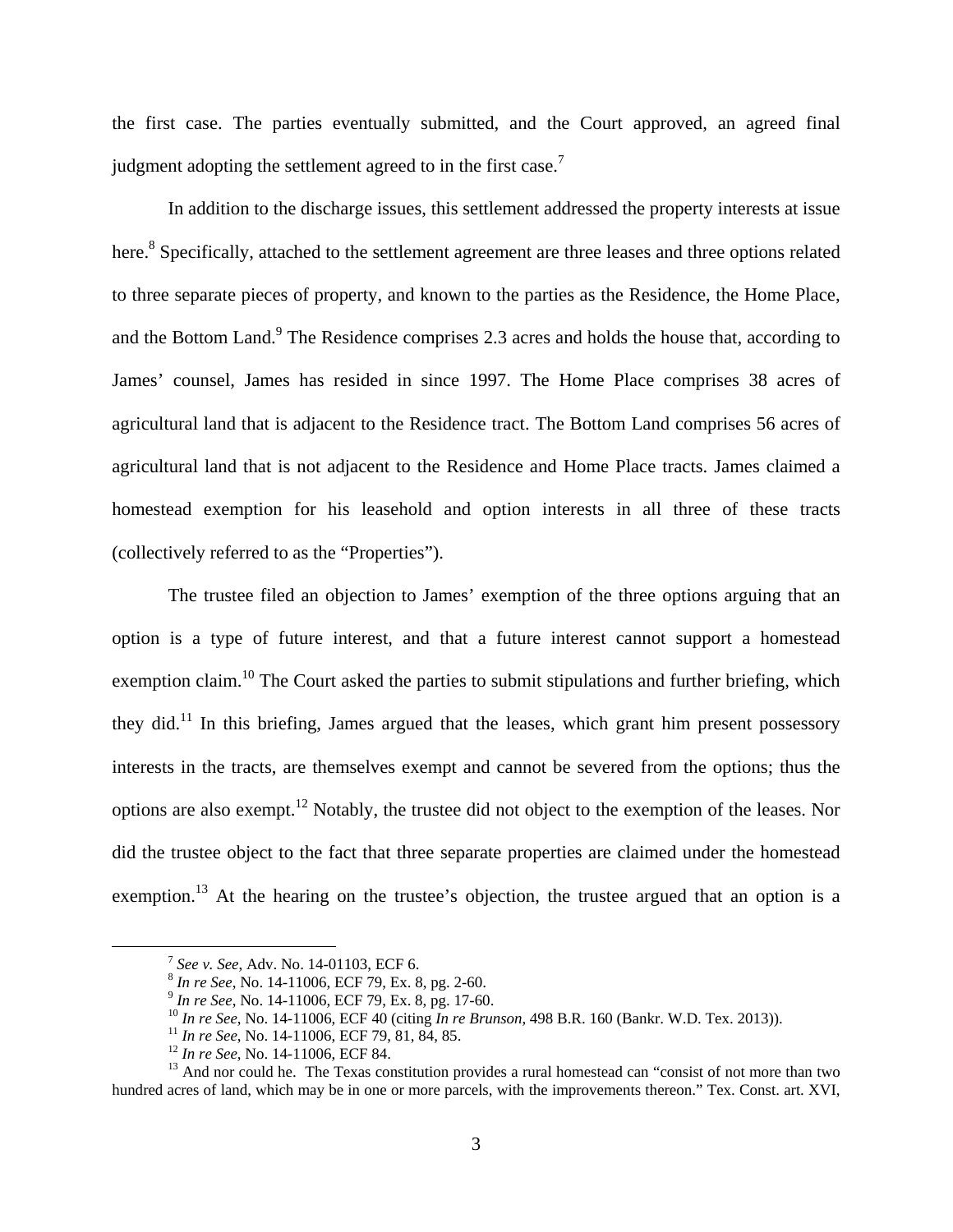the first case. The parties eventually submitted, and the Court approved, an agreed final judgment adopting the settlement agreed to in the first case.[7]

In addition to the discharge issues, this settlement addressed the property interests at issue here.[8] Specifically, attached to the settlement agreement are three leases and three options related to three separate pieces of property, and known to the parties as the Residence, the Home Place, and the Bottom Land.[9] The Residence comprises 2.3 acres and holds the house that, according to James' counsel, James has resided in since 1997. The Home Place comprises 38 acres of agricultural land that is adjacent to the Residence tract. The Bottom Land comprises 56 acres of agricultural land that is not adjacent to the Residence and Home Place tracts. James claimed a homestead exemption for his leasehold and option interests in all three of these tracts (collectively referred to as the "Properties").

The trustee filed an objection to James' exemption of the three options arguing that an option is a type of future interest, and that a future interest cannot support a homestead exemption claim.[10] The Court asked the parties to submit stipulations and further briefing, which they did.[11] In this briefing, James argued that the leases, which grant him present possessory interests in the tracts, are themselves exempt and cannot be severed from the options; thus the options are also exempt.[12] Notably, the trustee did not object to the exemption of the leases. Nor did the trustee object to the fact that three separate properties are claimed under the homestead exemption.[13] At the hearing on the trustee's objection, the trustee argued that an option is a

---

[7] *See v. See*, Adv. No. 14-01103, ECF 6.

[8] *In re See*, No. 14-11006, ECF 79, Ex. 8, pg. 2-60.

[9] *In re See*, No. 14-11006, ECF 79, Ex. 8, pg. 17-60.

[10] *In re See*, No. 14-11006, ECF 40 (citing *In re Brunson*, 498 B.R. 160 (Bankr. W.D. Tex. 2013)).

[11] *In re See*, No. 14-11006, ECF 79, 81, 84, 85.

[12] *In re See*, No. 14-11006, ECF 84.

[13] And nor could he. The Texas constitution provides a rural homestead can "consist of not more than two hundred acres of land, which may be in one or more parcels, with the improvements thereon." Tex. Const. art. XVI,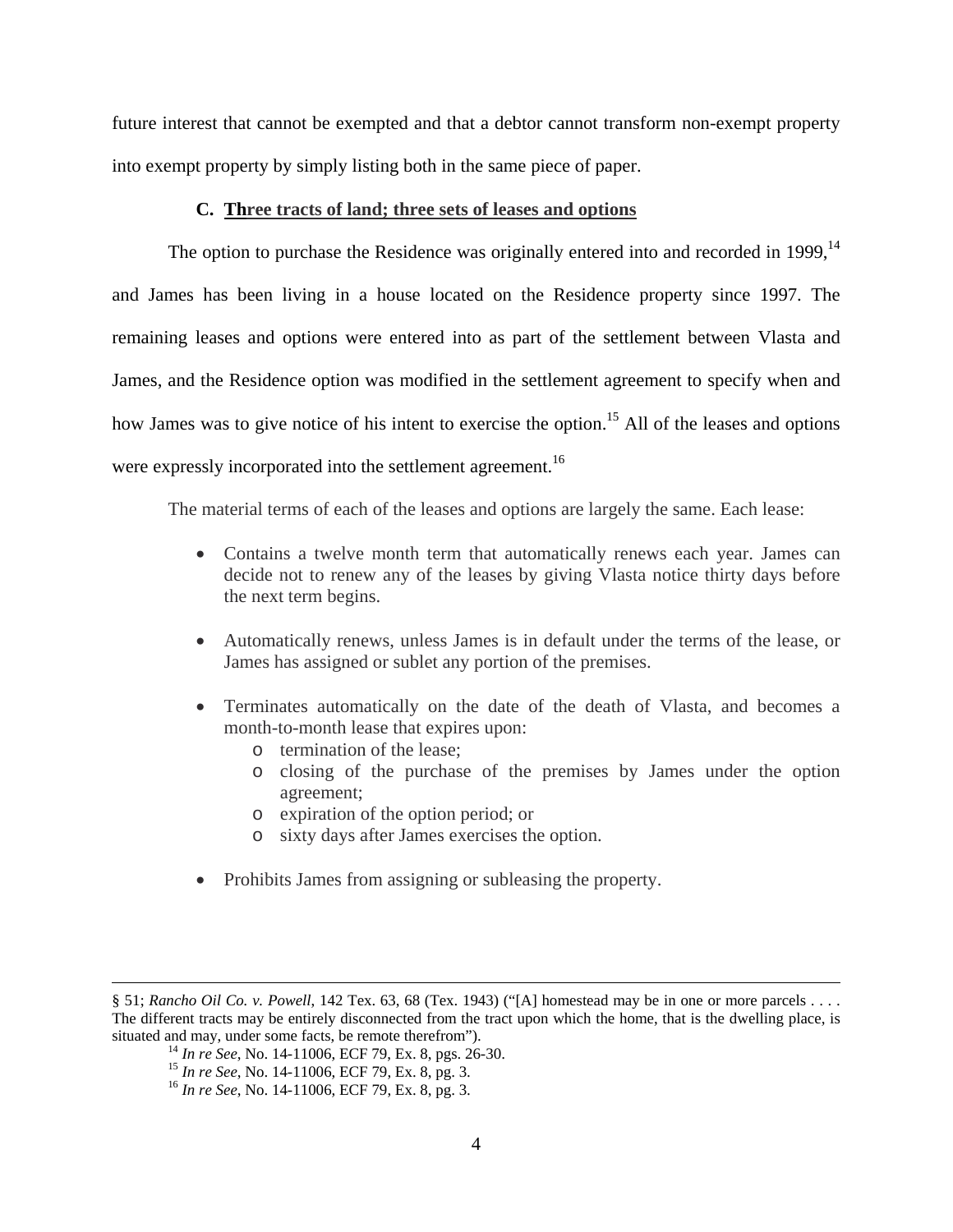future interest that cannot be exempted and that a debtor cannot transform non-exempt property into exempt property by simply listing both in the same piece of paper.

### C. Three tracts of land; three sets of leases and options

The option to purchase the Residence was originally entered into and recorded in 1999,[14] and James has been living in a house located on the Residence property since 1997. The remaining leases and options were entered into as part of the settlement between Vlasta and James, and the Residence option was modified in the settlement agreement to specify when and how James was to give notice of his intent to exercise the option.[15] All of the leases and options were expressly incorporated into the settlement agreement.[16]

The material terms of each of the leases and options are largely the same. Each lease:

- Contains a twelve month term that automatically renews each year. James can decide not to renew any of the leases by giving Vlasta notice thirty days before the next term begins.
- Automatically renews, unless James is in default under the terms of the lease, or James has assigned or sublet any portion of the premises.
- Terminates automatically on the date of the death of Vlasta, and becomes a month-to-month lease that expires upon:
  - termination of the lease;
  - closing of the purchase of the premises by James under the option agreement;
  - expiration of the option period; or
  - sixty days after James exercises the option.
- Prohibits James from assigning or subleasing the property.

---

§ 51; *Rancho Oil Co. v. Powell*, 142 Tex. 63, 68 (Tex. 1943) ("[A] homestead may be in one or more parcels . . . . The different tracts may be entirely disconnected from the tract upon which the home, that is the dwelling place, is situated and may, under some facts, be remote therefrom").

[14] *In re See*, No. 14-11006, ECF 79, Ex. 8, pgs. 26-30.

[15] *In re See*, No. 14-11006, ECF 79, Ex. 8, pg. 3.

[16] *In re See*, No. 14-11006, ECF 79, Ex. 8, pg. 3.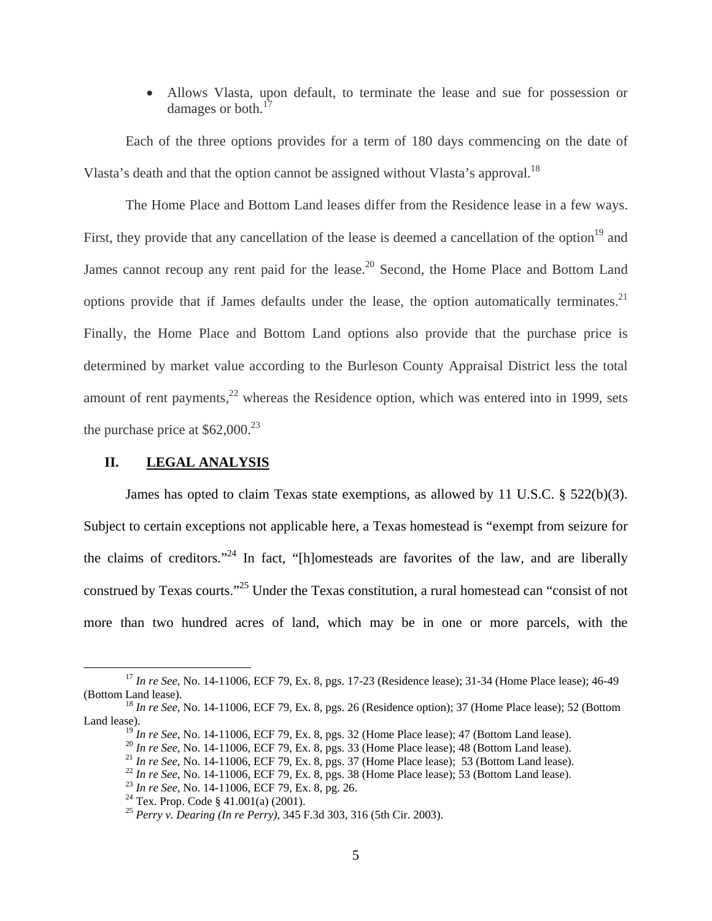- Allows Vlasta, upon default, to terminate the lease and sue for possession or damages or both.[17]

Each of the three options provides for a term of 180 days commencing on the date of Vlasta's death and that the option cannot be assigned without Vlasta's approval.[18]

The Home Place and Bottom Land leases differ from the Residence lease in a few ways. First, they provide that any cancellation of the lease is deemed a cancellation of the option[19] and James cannot recoup any rent paid for the lease.[20] Second, the Home Place and Bottom Land options provide that if James defaults under the lease, the option automatically terminates.[21] Finally, the Home Place and Bottom Land options also provide that the purchase price is determined by market value according to the Burleson County Appraisal District less the total amount of rent payments,[22] whereas the Residence option, which was entered into in 1999, sets the purchase price at $62,000.[23]

## II. LEGAL ANALYSIS

James has opted to claim Texas state exemptions, as allowed by 11 U.S.C. § 522(b)(3). Subject to certain exceptions not applicable here, a Texas homestead is "exempt from seizure for the claims of creditors."[24] In fact, "[h]omesteads are favorites of the law, and are liberally construed by Texas courts."[25] Under the Texas constitution, a rural homestead can "consist of not more than two hundred acres of land, which may be in one or more parcels, with the

---

[17] *In re See*, No. 14-11006, ECF 79, Ex. 8, pgs. 17-23 (Residence lease); 31-34 (Home Place lease); 46-49 (Bottom Land lease).

[18] *In re See*, No. 14-11006, ECF 79, Ex. 8, pgs. 26 (Residence option); 37 (Home Place lease); 52 (Bottom Land lease).

[19] *In re See*, No. 14-11006, ECF 79, Ex. 8, pgs. 32 (Home Place lease); 47 (Bottom Land lease).

[20] *In re See*, No. 14-11006, ECF 79, Ex. 8, pgs. 33 (Home Place lease); 48 (Bottom Land lease).

[21] *In re See*, No. 14-11006, ECF 79, Ex. 8, pgs. 37 (Home Place lease); 53 (Bottom Land lease).

[22] *In re See*, No. 14-11006, ECF 79, Ex. 8, pgs. 38 (Home Place lease); 53 (Bottom Land lease).

[23] *In re See*, No. 14-11006, ECF 79, Ex. 8, pg. 26.

[24] Tex. Prop. Code § 41.001(a) (2001).

[25] *Perry v. Dearing (In re Perry)*, 345 F.3d 303, 316 (5th Cir. 2003).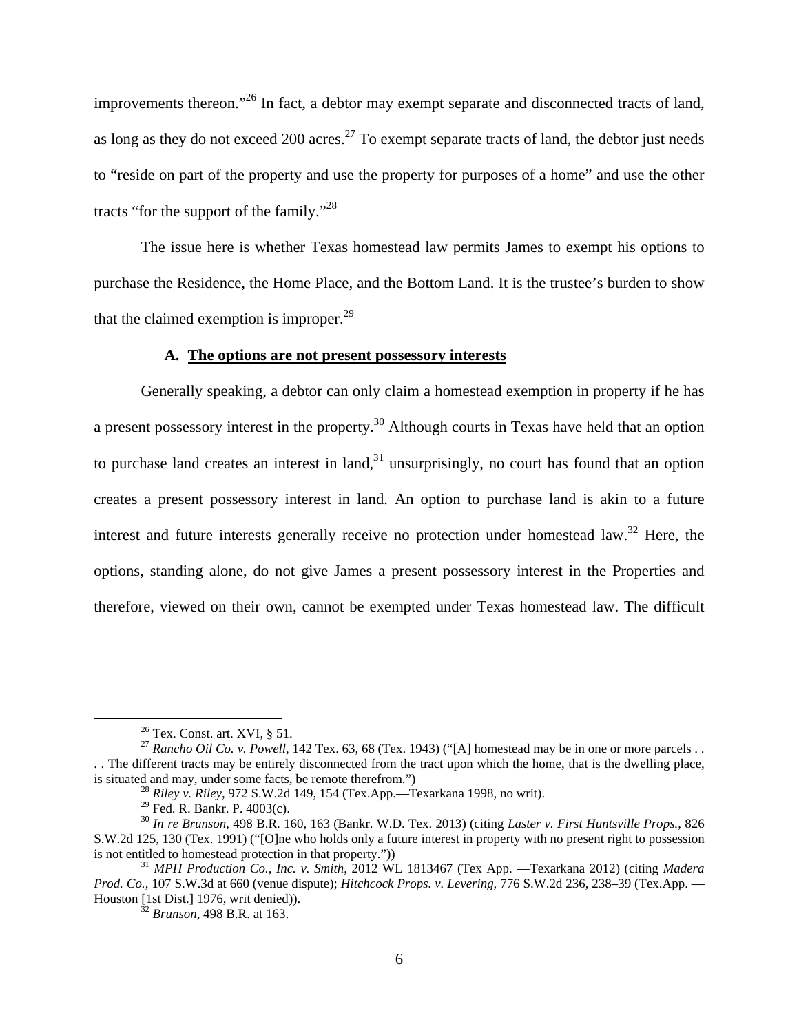improvements thereon."[26] In fact, a debtor may exempt separate and disconnected tracts of land, as long as they do not exceed 200 acres.[27] To exempt separate tracts of land, the debtor just needs to "reside on part of the property and use the property for purposes of a home" and use the other tracts "for the support of the family."[28]

The issue here is whether Texas homestead law permits James to exempt his options to purchase the Residence, the Home Place, and the Bottom Land. It is the trustee's burden to show that the claimed exemption is improper.[29]

### A. <u>The options are not present possessory interests</u>

Generally speaking, a debtor can only claim a homestead exemption in property if he has a present possessory interest in the property.[30] Although courts in Texas have held that an option to purchase land creates an interest in land,[31] unsurprisingly, no court has found that an option creates a present possessory interest in land. An option to purchase land is akin to a future interest and future interests generally receive no protection under homestead law.[32] Here, the options, standing alone, do not give James a present possessory interest in the Properties and therefore, viewed on their own, cannot be exempted under Texas homestead law. The difficult

---

[26] Tex. Const. art. XVI, § 51.

[27] *Rancho Oil Co. v. Powell*, 142 Tex. 63, 68 (Tex. 1943) ("[A] homestead may be in one or more parcels . . . . The different tracts may be entirely disconnected from the tract upon which the home, that is the dwelling place, is situated and may, under some facts, be remote therefrom.")

[28] *Riley v. Riley*, 972 S.W.2d 149, 154 (Tex.App.—Texarkana 1998, no writ).

[29] Fed. R. Bankr. P. 4003(c).

[30] *In re Brunson*, 498 B.R. 160, 163 (Bankr. W.D. Tex. 2013) (citing *Laster v. First Huntsville Props.*, 826 S.W.2d 125, 130 (Tex. 1991) ("[O]ne who holds only a future interest in property with no present right to possession is not entitled to homestead protection in that property."))

[31] *MPH Production Co., Inc. v. Smith*, 2012 WL 1813467 (Tex App. —Texarkana 2012) (citing *Madera Prod. Co.*, 107 S.W.3d at 660 (venue dispute); *Hitchcock Props. v. Levering*, 776 S.W.2d 236, 238–39 (Tex.App. —Houston [1st Dist.] 1976, writ denied)).

[32] *Brunson*, 498 B.R. at 163.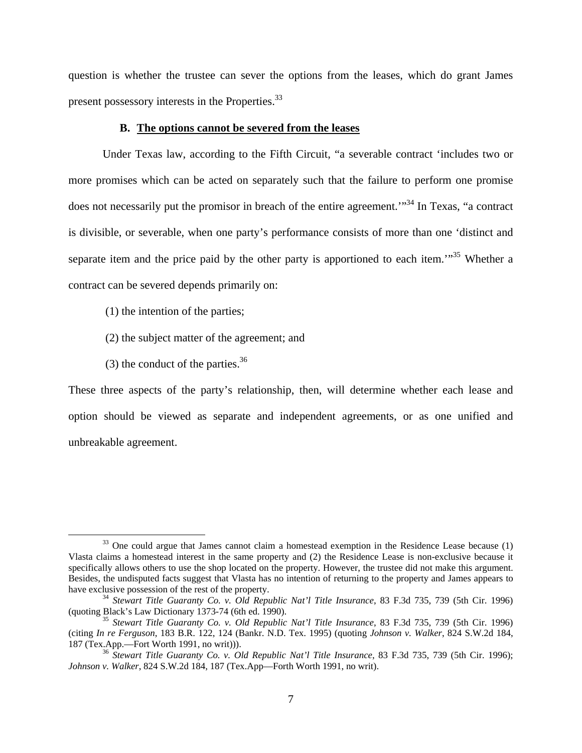question is whether the trustee can sever the options from the leases, which do grant James present possessory interests in the Properties.[33]

### B. The options cannot be severed from the leases

Under Texas law, according to the Fifth Circuit, "a severable contract 'includes two or more promises which can be acted on separately such that the failure to perform one promise does not necessarily put the promisor in breach of the entire agreement.'"[34] In Texas, "a contract is divisible, or severable, when one party's performance consists of more than one 'distinct and separate item and the price paid by the other party is apportioned to each item.'"[35] Whether a contract can be severed depends primarily on:

(1) the intention of the parties;

(2) the subject matter of the agreement; and

(3) the conduct of the parties.[36]

These three aspects of the party's relationship, then, will determine whether each lease and option should be viewed as separate and independent agreements, or as one unified and unbreakable agreement.

---

[33] One could argue that James cannot claim a homestead exemption in the Residence Lease because (1) Vlasta claims a homestead interest in the same property and (2) the Residence Lease is non-exclusive because it specifically allows others to use the shop located on the property. However, the trustee did not make this argument. Besides, the undisputed facts suggest that Vlasta has no intention of returning to the property and James appears to have exclusive possession of the rest of the property.

[34] *Stewart Title Guaranty Co. v. Old Republic Nat'l Title Insurance*, 83 F.3d 735, 739 (5th Cir. 1996) (quoting Black's Law Dictionary 1373-74 (6th ed. 1990).

[35] *Stewart Title Guaranty Co. v. Old Republic Nat'l Title Insurance*, 83 F.3d 735, 739 (5th Cir. 1996) (citing *In re Ferguson*, 183 B.R. 122, 124 (Bankr. N.D. Tex. 1995) (quoting *Johnson v. Walker*, 824 S.W.2d 184, 187 (Tex.App.—Fort Worth 1991, no writ))).

[36] *Stewart Title Guaranty Co. v. Old Republic Nat'l Title Insurance*, 83 F.3d 735, 739 (5th Cir. 1996); *Johnson v. Walker*, 824 S.W.2d 184, 187 (Tex.App—Forth Worth 1991, no writ).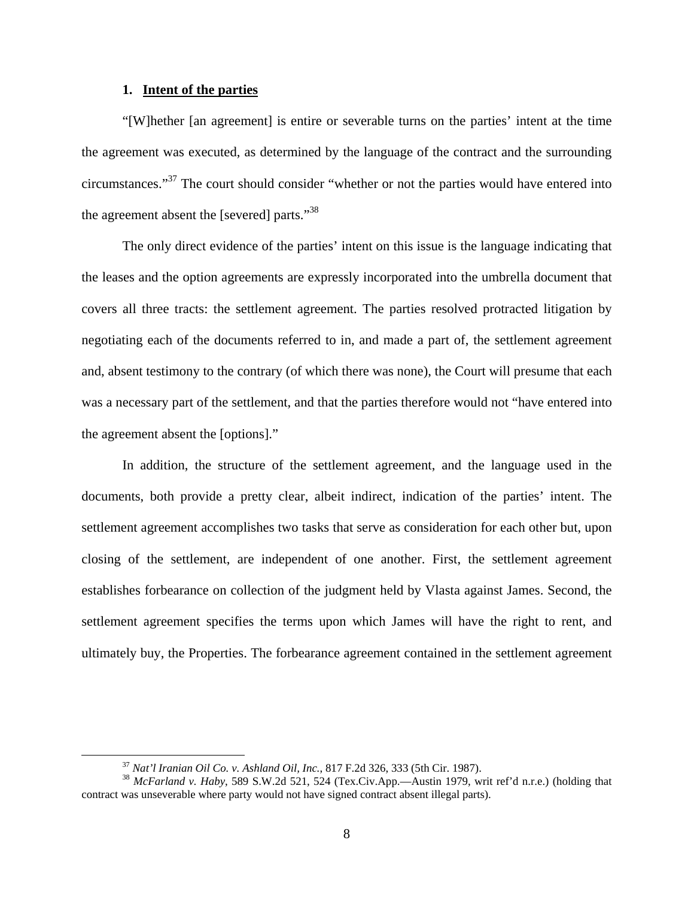### 1. **Intent of the parties**

"[W]hether [an agreement] is entire or severable turns on the parties' intent at the time the agreement was executed, as determined by the language of the contract and the surrounding circumstances."[37] The court should consider "whether or not the parties would have entered into the agreement absent the [severed] parts."[38]

The only direct evidence of the parties' intent on this issue is the language indicating that the leases and the option agreements are expressly incorporated into the umbrella document that covers all three tracts: the settlement agreement. The parties resolved protracted litigation by negotiating each of the documents referred to in, and made a part of, the settlement agreement and, absent testimony to the contrary (of which there was none), the Court will presume that each was a necessary part of the settlement, and that the parties therefore would not "have entered into the agreement absent the [options]."

In addition, the structure of the settlement agreement, and the language used in the documents, both provide a pretty clear, albeit indirect, indication of the parties' intent. The settlement agreement accomplishes two tasks that serve as consideration for each other but, upon closing of the settlement, are independent of one another. First, the settlement agreement establishes forbearance on collection of the judgment held by Vlasta against James. Second, the settlement agreement specifies the terms upon which James will have the right to rent, and ultimately buy, the Properties. The forbearance agreement contained in the settlement agreement

---

[37] *Nat'l Iranian Oil Co. v. Ashland Oil, Inc.*, 817 F.2d 326, 333 (5th Cir. 1987).

[38] *McFarland v. Haby*, 589 S.W.2d 521, 524 (Tex.Civ.App.—Austin 1979, writ ref'd n.r.e.) (holding that contract was unseverable where party would not have signed contract absent illegal parts).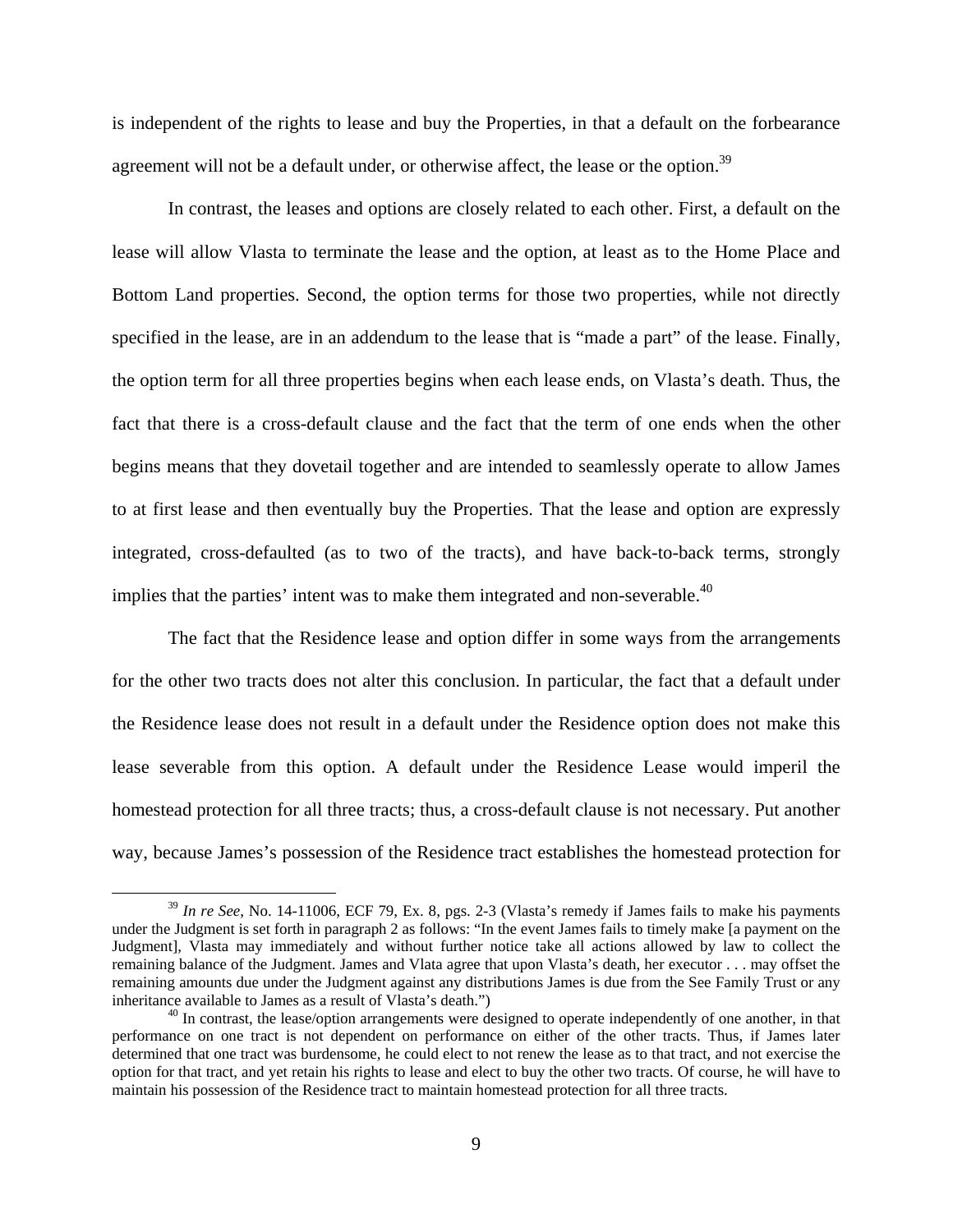is independent of the rights to lease and buy the Properties, in that a default on the forbearance agreement will not be a default under, or otherwise affect, the lease or the option.[39]

In contrast, the leases and options are closely related to each other. First, a default on the lease will allow Vlasta to terminate the lease and the option, at least as to the Home Place and Bottom Land properties. Second, the option terms for those two properties, while not directly specified in the lease, are in an addendum to the lease that is "made a part" of the lease. Finally, the option term for all three properties begins when each lease ends, on Vlasta's death. Thus, the fact that there is a cross-default clause and the fact that the term of one ends when the other begins means that they dovetail together and are intended to seamlessly operate to allow James to at first lease and then eventually buy the Properties. That the lease and option are expressly integrated, cross-defaulted (as to two of the tracts), and have back-to-back terms, strongly implies that the parties' intent was to make them integrated and non-severable.[40]

The fact that the Residence lease and option differ in some ways from the arrangements for the other two tracts does not alter this conclusion. In particular, the fact that a default under the Residence lease does not result in a default under the Residence option does not make this lease severable from this option. A default under the Residence Lease would imperil the homestead protection for all three tracts; thus, a cross-default clause is not necessary. Put another way, because James's possession of the Residence tract establishes the homestead protection for

---

[39] *In re See*, No. 14-11006, ECF 79, Ex. 8, pgs. 2-3 (Vlasta's remedy if James fails to make his payments under the Judgment is set forth in paragraph 2 as follows: "In the event James fails to timely make [a payment on the Judgment], Vlasta may immediately and without further notice take all actions allowed by law to collect the remaining balance of the Judgment. James and Vlata agree that upon Vlasta's death, her executor . . . may offset the remaining amounts due under the Judgment against any distributions James is due from the See Family Trust or any inheritance available to James as a result of Vlasta's death.")

[40] In contrast, the lease/option arrangements were designed to operate independently of one another, in that performance on one tract is not dependent on performance on either of the other tracts. Thus, if James later determined that one tract was burdensome, he could elect to not renew the lease as to that tract, and not exercise the option for that tract, and yet retain his rights to lease and elect to buy the other two tracts. Of course, he will have to maintain his possession of the Residence tract to maintain homestead protection for all three tracts.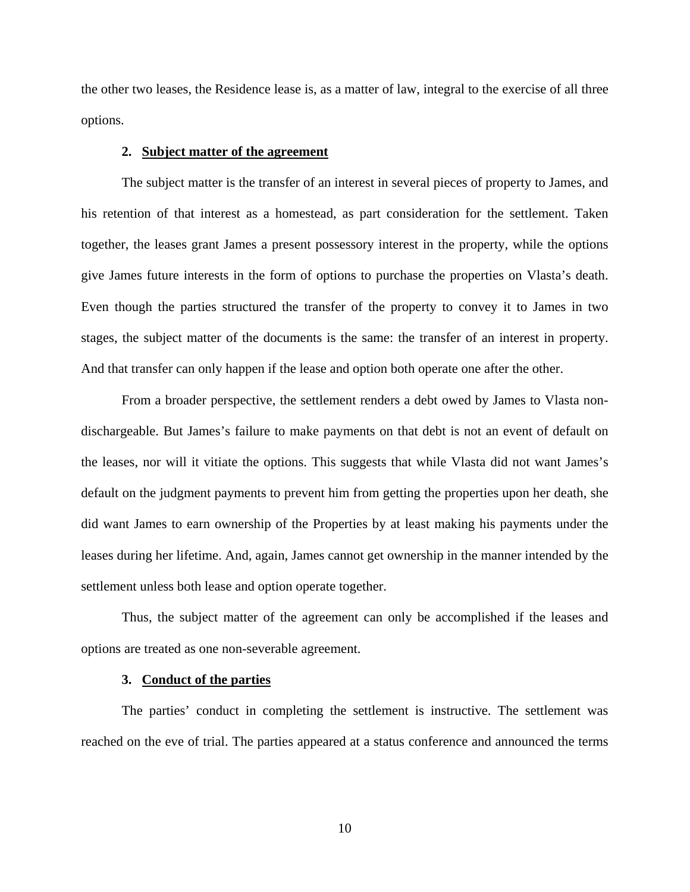the other two leases, the Residence lease is, as a matter of law, integral to the exercise of all three options.

**2. <u>Subject matter of the agreement</u>**

The subject matter is the transfer of an interest in several pieces of property to James, and his retention of that interest as a homestead, as part consideration for the settlement. Taken together, the leases grant James a present possessory interest in the property, while the options give James future interests in the form of options to purchase the properties on Vlasta's death. Even though the parties structured the transfer of the property to convey it to James in two stages, the subject matter of the documents is the same: the transfer of an interest in property. And that transfer can only happen if the lease and option both operate one after the other.

From a broader perspective, the settlement renders a debt owed by James to Vlasta non-dischargeable. But James's failure to make payments on that debt is not an event of default on the leases, nor will it vitiate the options. This suggests that while Vlasta did not want James's default on the judgment payments to prevent him from getting the properties upon her death, she did want James to earn ownership of the Properties by at least making his payments under the leases during her lifetime. And, again, James cannot get ownership in the manner intended by the settlement unless both lease and option operate together.

Thus, the subject matter of the agreement can only be accomplished if the leases and options are treated as one non-severable agreement.

**3. <u>Conduct of the parties</u>**

The parties' conduct in completing the settlement is instructive. The settlement was reached on the eve of trial. The parties appeared at a status conference and announced the terms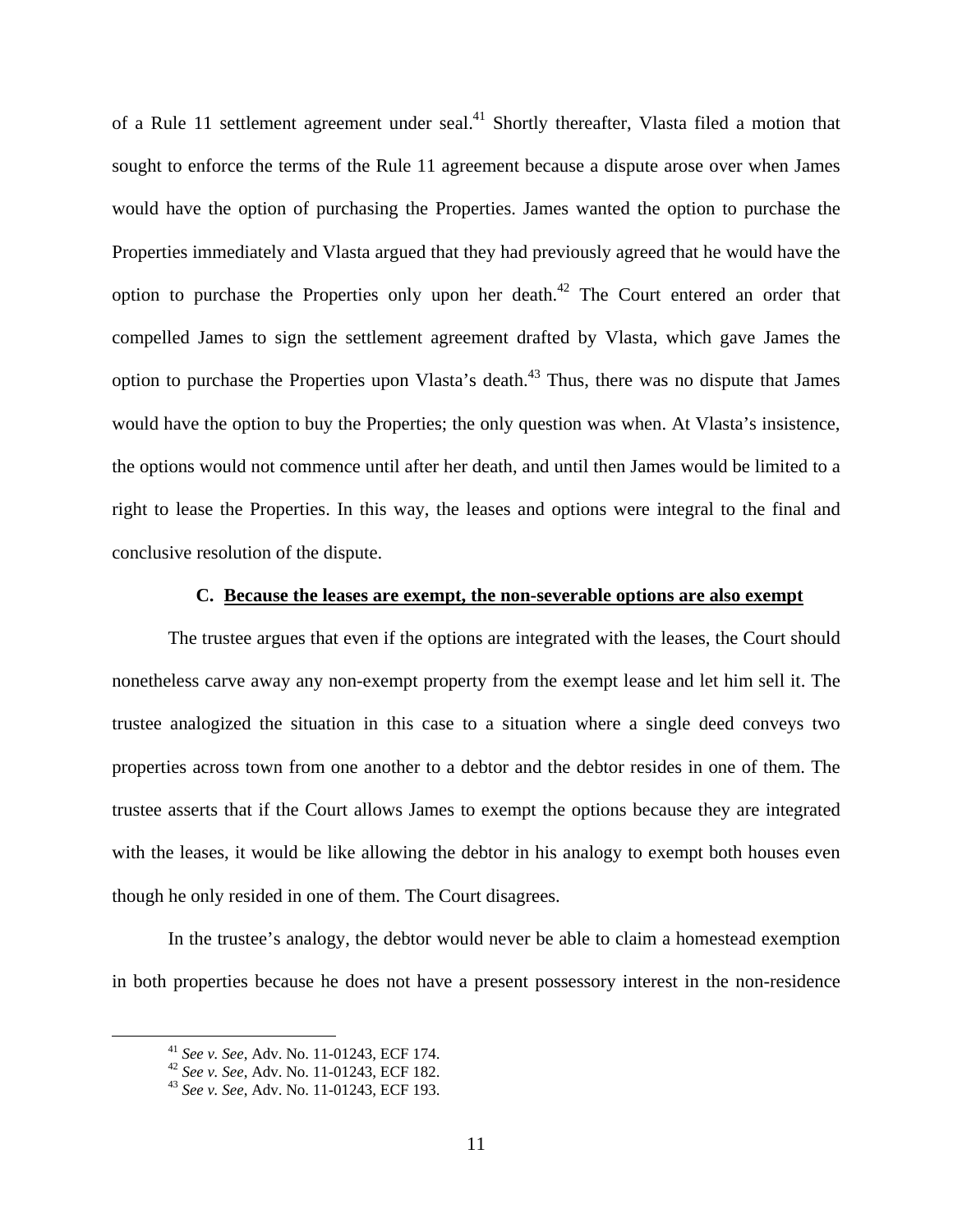of a Rule 11 settlement agreement under seal.[41] Shortly thereafter, Vlasta filed a motion that sought to enforce the terms of the Rule 11 agreement because a dispute arose over when James would have the option of purchasing the Properties. James wanted the option to purchase the Properties immediately and Vlasta argued that they had previously agreed that he would have the option to purchase the Properties only upon her death.[42] The Court entered an order that compelled James to sign the settlement agreement drafted by Vlasta, which gave James the option to purchase the Properties upon Vlasta's death.[43] Thus, there was no dispute that James would have the option to buy the Properties; the only question was when. At Vlasta's insistence, the options would not commence until after her death, and until then James would be limited to a right to lease the Properties. In this way, the leases and options were integral to the final and conclusive resolution of the dispute.

### C. Because the leases are exempt, the non-severable options are also exempt

The trustee argues that even if the options are integrated with the leases, the Court should nonetheless carve away any non-exempt property from the exempt lease and let him sell it. The trustee analogized the situation in this case to a situation where a single deed conveys two properties across town from one another to a debtor and the debtor resides in one of them. The trustee asserts that if the Court allows James to exempt the options because they are integrated with the leases, it would be like allowing the debtor in his analogy to exempt both houses even though he only resided in one of them. The Court disagrees.

In the trustee's analogy, the debtor would never be able to claim a homestead exemption in both properties because he does not have a present possessory interest in the non-residence

---

[41] *See v. See*, Adv. No. 11-01243, ECF 174.

[42] *See v. See*, Adv. No. 11-01243, ECF 182.

[43] *See v. See*, Adv. No. 11-01243, ECF 193.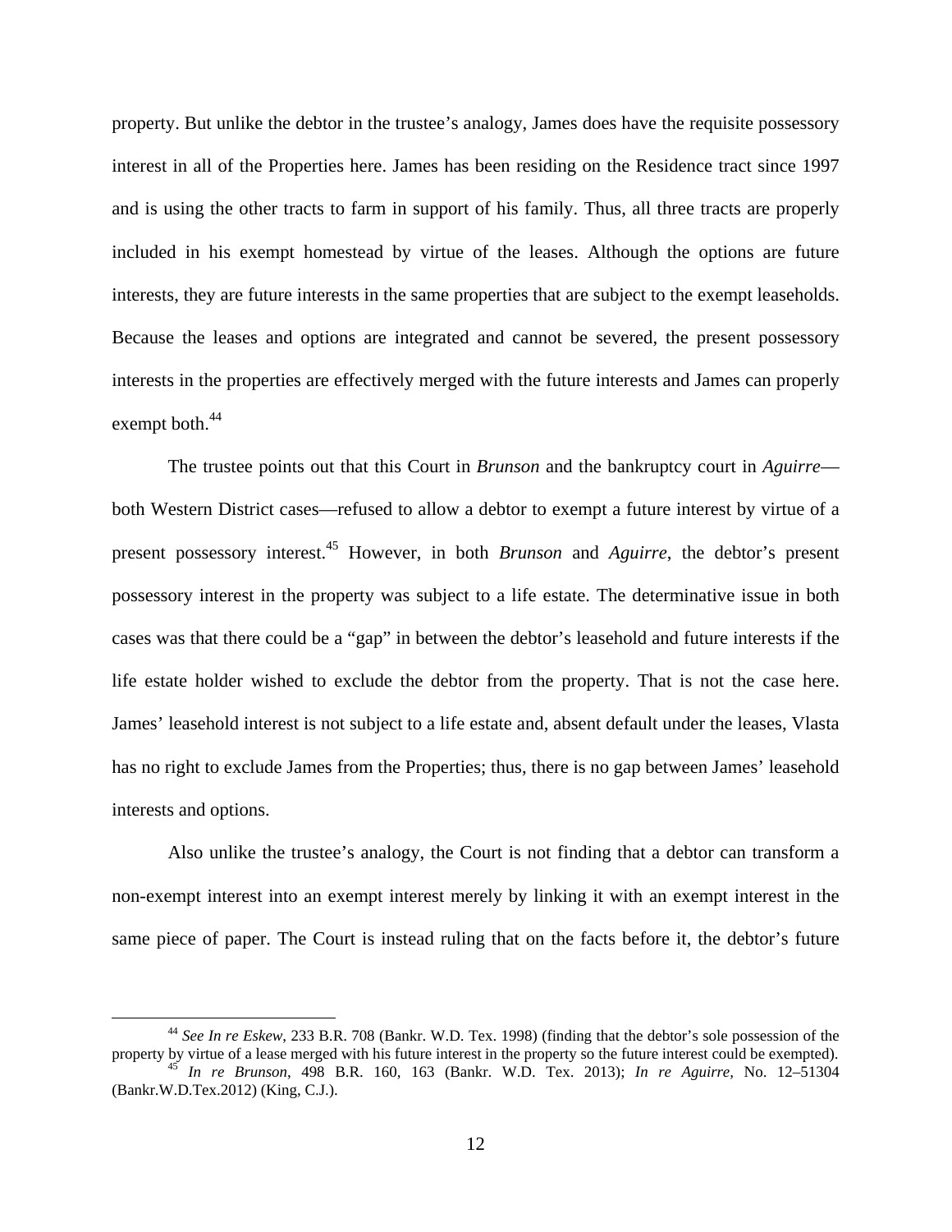property. But unlike the debtor in the trustee's analogy, James does have the requisite possessory interest in all of the Properties here. James has been residing on the Residence tract since 1997 and is using the other tracts to farm in support of his family. Thus, all three tracts are properly included in his exempt homestead by virtue of the leases. Although the options are future interests, they are future interests in the same properties that are subject to the exempt leaseholds. Because the leases and options are integrated and cannot be severed, the present possessory interests in the properties are effectively merged with the future interests and James can properly exempt both.[44]

The trustee points out that this Court in *Brunson* and the bankruptcy court in *Aguirre*—both Western District cases—refused to allow a debtor to exempt a future interest by virtue of a present possessory interest.[45] However, in both *Brunson* and *Aguirre*, the debtor's present possessory interest in the property was subject to a life estate. The determinative issue in both cases was that there could be a "gap" in between the debtor's leasehold and future interests if the life estate holder wished to exclude the debtor from the property. That is not the case here. James' leasehold interest is not subject to a life estate and, absent default under the leases, Vlasta has no right to exclude James from the Properties; thus, there is no gap between James' leasehold interests and options.

Also unlike the trustee's analogy, the Court is not finding that a debtor can transform a non-exempt interest into an exempt interest merely by linking it with an exempt interest in the same piece of paper. The Court is instead ruling that on the facts before it, the debtor's future

---

[44] *See In re Eskew*, 233 B.R. 708 (Bankr. W.D. Tex. 1998) (finding that the debtor's sole possession of the property by virtue of a lease merged with his future interest in the property so the future interest could be exempted).

[45] *In re Brunson*, 498 B.R. 160, 163 (Bankr. W.D. Tex. 2013); *In re Aguirre*, No. 12–51304 (Bankr.W.D.Tex.2012) (King, C.J.).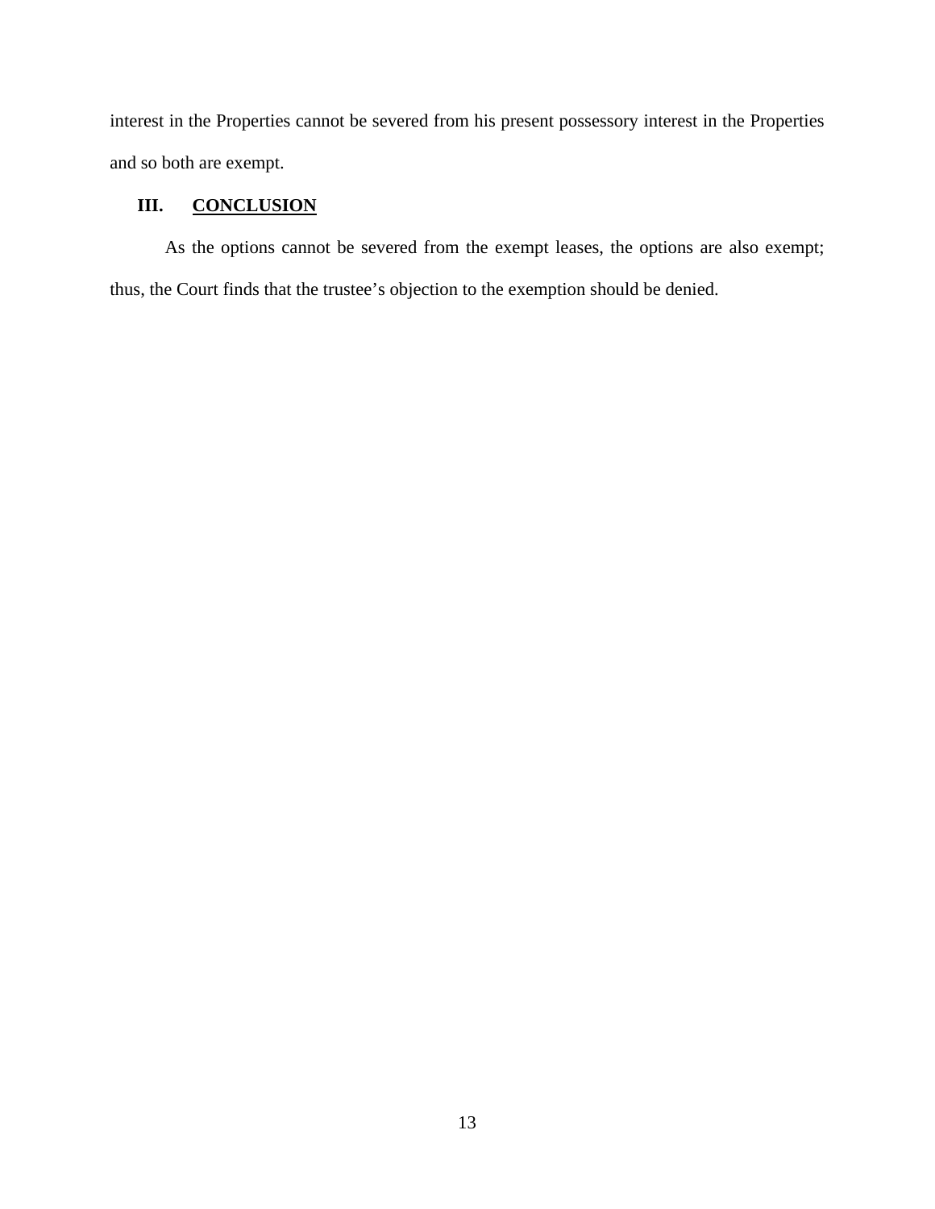interest in the Properties cannot be severed from his present possessory interest in the Properties and so both are exempt.

## III. CONCLUSION

As the options cannot be severed from the exempt leases, the options are also exempt; thus, the Court finds that the trustee's objection to the exemption should be denied.